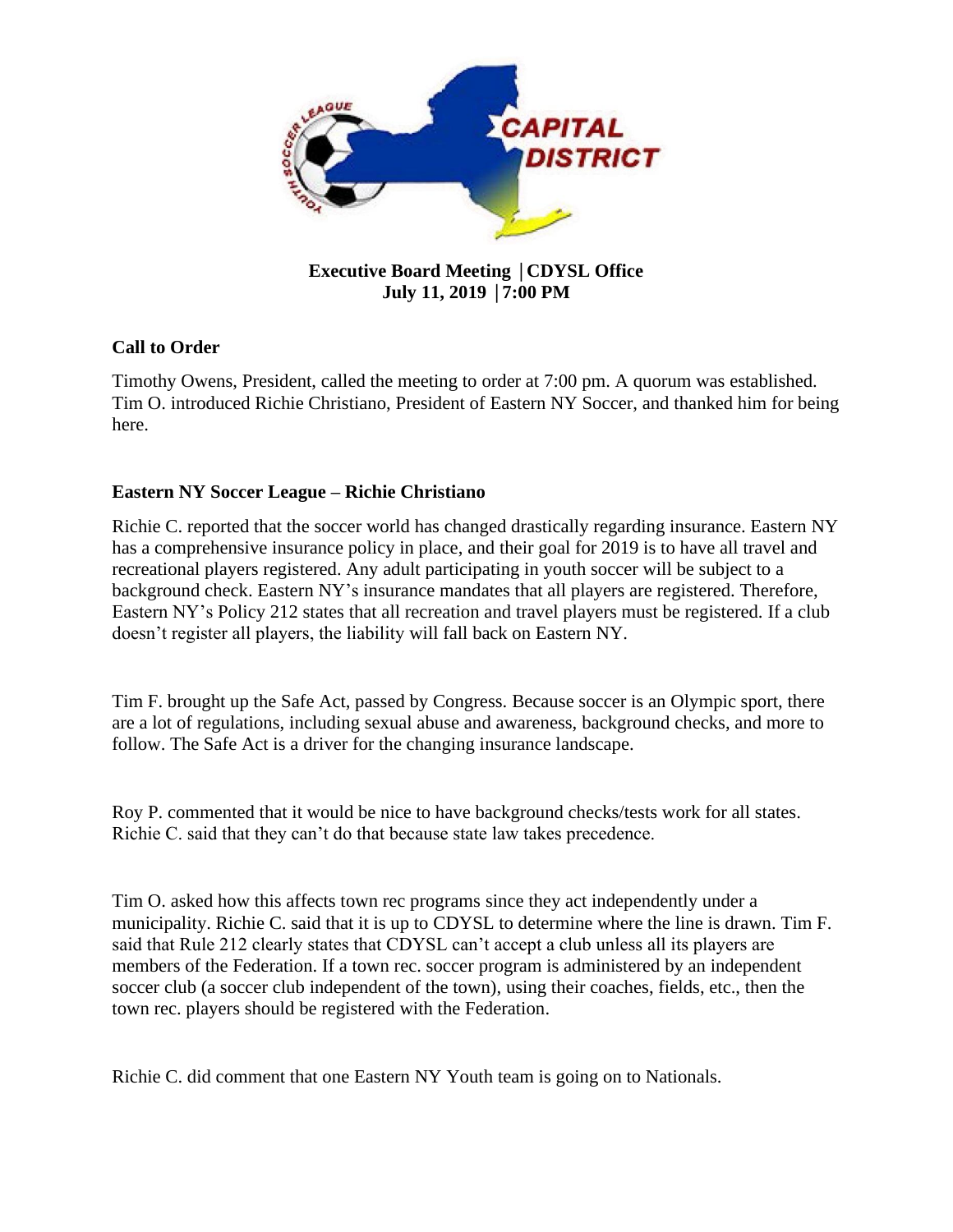**Executive Board Meeting | CDYSL Office**
**July 11, 2019 | 7:00 PM**

## Call to Order

Timothy Owens, President, called the meeting to order at 7:00 pm. A quorum was established. Tim O. introduced Richie Christiano, President of Eastern NY Soccer, and thanked him for being here.

## Eastern NY Soccer League – Richie Christiano

Richie C. reported that the soccer world has changed drastically regarding insurance. Eastern NY has a comprehensive insurance policy in place, and their goal for 2019 is to have all travel and recreational players registered. Any adult participating in youth soccer will be subject to a background check. Eastern NY's insurance mandates that all players are registered. Therefore, Eastern NY's Policy 212 states that all recreation and travel players must be registered. If a club doesn't register all players, the liability will fall back on Eastern NY.

Tim F. brought up the Safe Act, passed by Congress. Because soccer is an Olympic sport, there are a lot of regulations, including sexual abuse and awareness, background checks, and more to follow. The Safe Act is a driver for the changing insurance landscape.

Roy P. commented that it would be nice to have background checks/tests work for all states. Richie C. said that they can't do that because state law takes precedence.

Tim O. asked how this affects town rec programs since they act independently under a municipality. Richie C. said that it is up to CDYSL to determine where the line is drawn. Tim F. said that Rule 212 clearly states that CDYSL can't accept a club unless all its players are members of the Federation. If a town rec. soccer program is administered by an independent soccer club (a soccer club independent of the town), using their coaches, fields, etc., then the town rec. players should be registered with the Federation.

Richie C. did comment that one Eastern NY Youth team is going on to Nationals.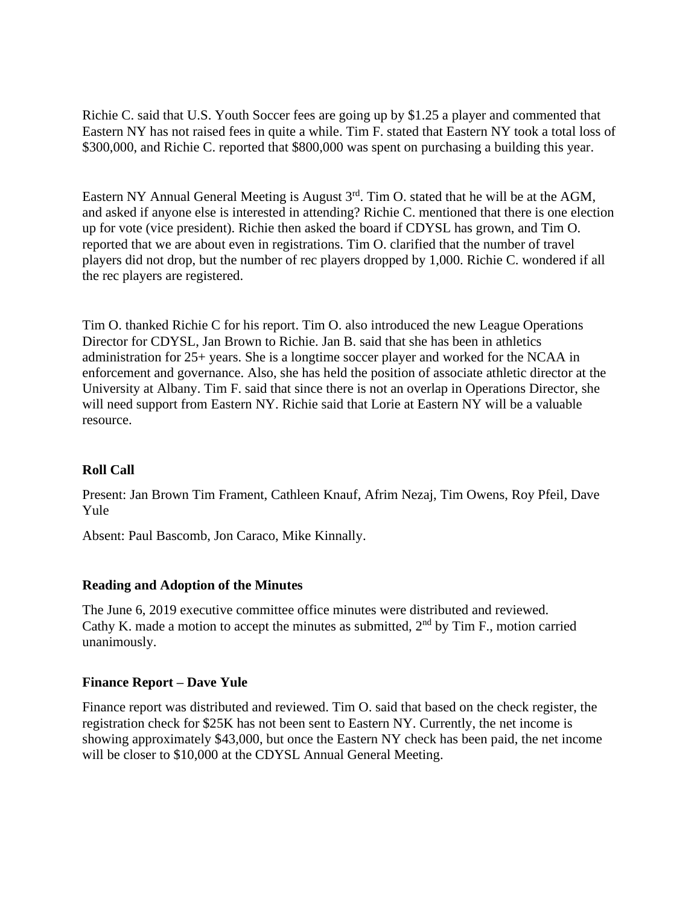Richie C. said that U.S. Youth Soccer fees are going up by $1.25 a player and commented that Eastern NY has not raised fees in quite a while. Tim F. stated that Eastern NY took a total loss of $300,000, and Richie C. reported that $800,000 was spent on purchasing a building this year.

Eastern NY Annual General Meeting is August 3rd. Tim O. stated that he will be at the AGM, and asked if anyone else is interested in attending? Richie C. mentioned that there is one election up for vote (vice president). Richie then asked the board if CDYSL has grown, and Tim O. reported that we are about even in registrations. Tim O. clarified that the number of travel players did not drop, but the number of rec players dropped by 1,000. Richie C. wondered if all the rec players are registered.

Tim O. thanked Richie C for his report. Tim O. also introduced the new League Operations Director for CDYSL, Jan Brown to Richie. Jan B. said that she has been in athletics administration for 25+ years. She is a longtime soccer player and worked for the NCAA in enforcement and governance. Also, she has held the position of associate athletic director at the University at Albany. Tim F. said that since there is not an overlap in Operations Director, she will need support from Eastern NY. Richie said that Lorie at Eastern NY will be a valuable resource.

**Roll Call**

Present: Jan Brown Tim Frament, Cathleen Knauf, Afrim Nezaj, Tim Owens, Roy Pfeil, Dave Yule

Absent: Paul Bascomb, Jon Caraco, Mike Kinnally.

**Reading and Adoption of the Minutes**

The June 6, 2019 executive committee office minutes were distributed and reviewed. Cathy K. made a motion to accept the minutes as submitted, 2nd by Tim F., motion carried unanimously.

**Finance Report – Dave Yule**

Finance report was distributed and reviewed. Tim O. said that based on the check register, the registration check for $25K has not been sent to Eastern NY. Currently, the net income is showing approximately $43,000, but once the Eastern NY check has been paid, the net income will be closer to $10,000 at the CDYSL Annual General Meeting.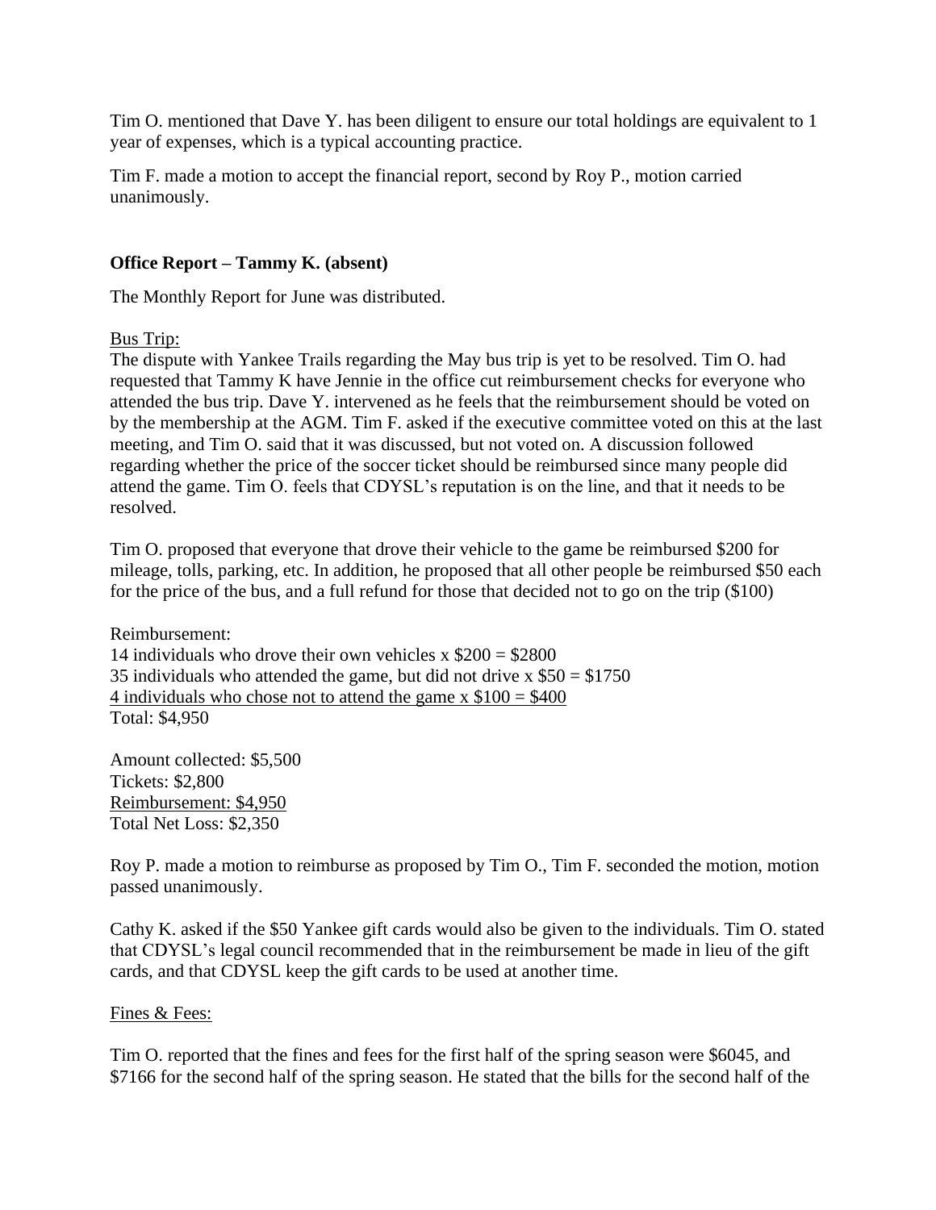Tim O. mentioned that Dave Y. has been diligent to ensure our total holdings are equivalent to 1 year of expenses, which is a typical accounting practice.

Tim F. made a motion to accept the financial report, second by Roy P., motion carried unanimously.

**Office Report – Tammy K. (absent)**

The Monthly Report for June was distributed.

<u>Bus Trip:</u>
The dispute with Yankee Trails regarding the May bus trip is yet to be resolved. Tim O. had requested that Tammy K have Jennie in the office cut reimbursement checks for everyone who attended the bus trip. Dave Y. intervened as he feels that the reimbursement should be voted on by the membership at the AGM. Tim F. asked if the executive committee voted on this at the last meeting, and Tim O. said that it was discussed, but not voted on. A discussion followed regarding whether the price of the soccer ticket should be reimbursed since many people did attend the game. Tim O. feels that CDYSL's reputation is on the line, and that it needs to be resolved.

Tim O. proposed that everyone that drove their vehicle to the game be reimbursed $200 for mileage, tolls, parking, etc. In addition, he proposed that all other people be reimbursed $50 each for the price of the bus, and a full refund for those that decided not to go on the trip ($100)

Reimbursement:
14 individuals who drove their own vehicles x $200 = $2800
35 individuals who attended the game, but did not drive x $50 = $1750
<u>4 individuals who chose not to attend the game x $100 = $400</u>
Total: $4,950

Amount collected: $5,500
Tickets: $2,800
<u>Reimbursement: $4,950</u>
Total Net Loss: $2,350

Roy P. made a motion to reimburse as proposed by Tim O., Tim F. seconded the motion, motion passed unanimously.

Cathy K. asked if the $50 Yankee gift cards would also be given to the individuals. Tim O. stated that CDYSL's legal council recommended that in the reimbursement be made in lieu of the gift cards, and that CDYSL keep the gift cards to be used at another time.

<u>Fines & Fees:</u>

Tim O. reported that the fines and fees for the first half of the spring season were $6045, and $7166 for the second half of the spring season. He stated that the bills for the second half of the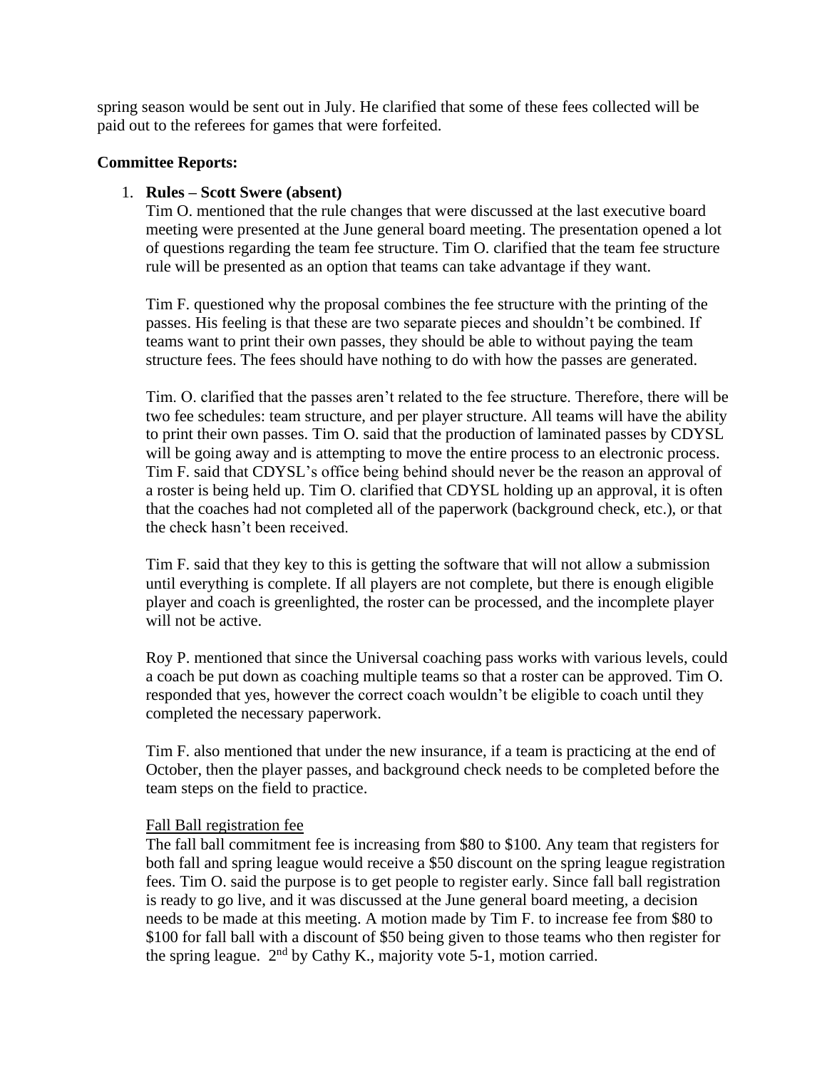spring season would be sent out in July. He clarified that some of these fees collected will be paid out to the referees for games that were forfeited.

**Committee Reports:**

1. **Rules – Scott Swere (absent)**
   Tim O. mentioned that the rule changes that were discussed at the last executive board meeting were presented at the June general board meeting. The presentation opened a lot of questions regarding the team fee structure. Tim O. clarified that the team fee structure rule will be presented as an option that teams can take advantage if they want.

   Tim F. questioned why the proposal combines the fee structure with the printing of the passes. His feeling is that these are two separate pieces and shouldn't be combined. If teams want to print their own passes, they should be able to without paying the team structure fees. The fees should have nothing to do with how the passes are generated.

   Tim. O. clarified that the passes aren't related to the fee structure. Therefore, there will be two fee schedules: team structure, and per player structure. All teams will have the ability to print their own passes. Tim O. said that the production of laminated passes by CDYSL will be going away and is attempting to move the entire process to an electronic process. Tim F. said that CDYSL's office being behind should never be the reason an approval of a roster is being held up. Tim O. clarified that CDYSL holding up an approval, it is often that the coaches had not completed all of the paperwork (background check, etc.), or that the check hasn't been received.

   Tim F. said that they key to this is getting the software that will not allow a submission until everything is complete. If all players are not complete, but there is enough eligible player and coach is greenlighted, the roster can be processed, and the incomplete player will not be active.

   Roy P. mentioned that since the Universal coaching pass works with various levels, could a coach be put down as coaching multiple teams so that a roster can be approved. Tim O. responded that yes, however the correct coach wouldn't be eligible to coach until they completed the necessary paperwork.

   Tim F. also mentioned that under the new insurance, if a team is practicing at the end of October, then the player passes, and background check needs to be completed before the team steps on the field to practice.

   <u>Fall Ball registration fee</u>
   The fall ball commitment fee is increasing from $80 to $100. Any team that registers for both fall and spring league would receive a $50 discount on the spring league registration fees. Tim O. said the purpose is to get people to register early. Since fall ball registration is ready to go live, and it was discussed at the June general board meeting, a decision needs to be made at this meeting. A motion made by Tim F. to increase fee from $80 to $100 for fall ball with a discount of $50 being given to those teams who then register for the spring league. 2nd by Cathy K., majority vote 5-1, motion carried.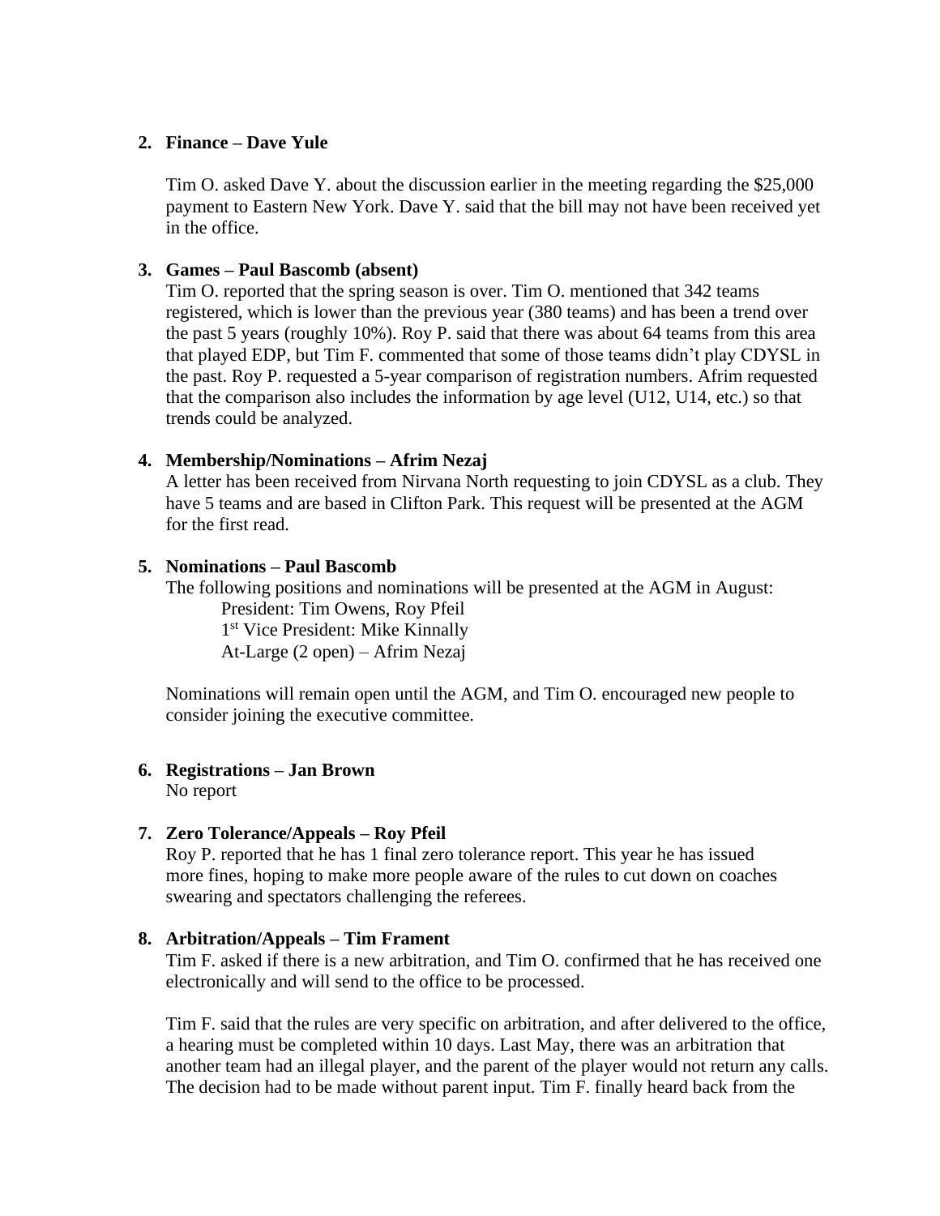2. **Finance – Dave Yule**

   Tim O. asked Dave Y. about the discussion earlier in the meeting regarding the $25,000 payment to Eastern New York. Dave Y. said that the bill may not have been received yet in the office.

3. **Games – Paul Bascomb (absent)**
   Tim O. reported that the spring season is over. Tim O. mentioned that 342 teams registered, which is lower than the previous year (380 teams) and has been a trend over the past 5 years (roughly 10%). Roy P. said that there was about 64 teams from this area that played EDP, but Tim F. commented that some of those teams didn't play CDYSL in the past. Roy P. requested a 5-year comparison of registration numbers. Afrim requested that the comparison also includes the information by age level (U12, U14, etc.) so that trends could be analyzed.

4. **Membership/Nominations – Afrim Nezaj**
   A letter has been received from Nirvana North requesting to join CDYSL as a club. They have 5 teams and are based in Clifton Park. This request will be presented at the AGM for the first read.

5. **Nominations – Paul Bascomb**
   The following positions and nominations will be presented at the AGM in August:
   - President: Tim Owens, Roy Pfeil
   - 1st Vice President: Mike Kinnally
   - At-Large (2 open) – Afrim Nezaj

   Nominations will remain open until the AGM, and Tim O. encouraged new people to consider joining the executive committee.

6. **Registrations – Jan Brown**
   No report

7. **Zero Tolerance/Appeals – Roy Pfeil**
   Roy P. reported that he has 1 final zero tolerance report. This year he has issued more fines, hoping to make more people aware of the rules to cut down on coaches swearing and spectators challenging the referees.

8. **Arbitration/Appeals – Tim Frament**
   Tim F. asked if there is a new arbitration, and Tim O. confirmed that he has received one electronically and will send to the office to be processed.

   Tim F. said that the rules are very specific on arbitration, and after delivered to the office, a hearing must be completed within 10 days. Last May, there was an arbitration that another team had an illegal player, and the parent of the player would not return any calls. The decision had to be made without parent input. Tim F. finally heard back from the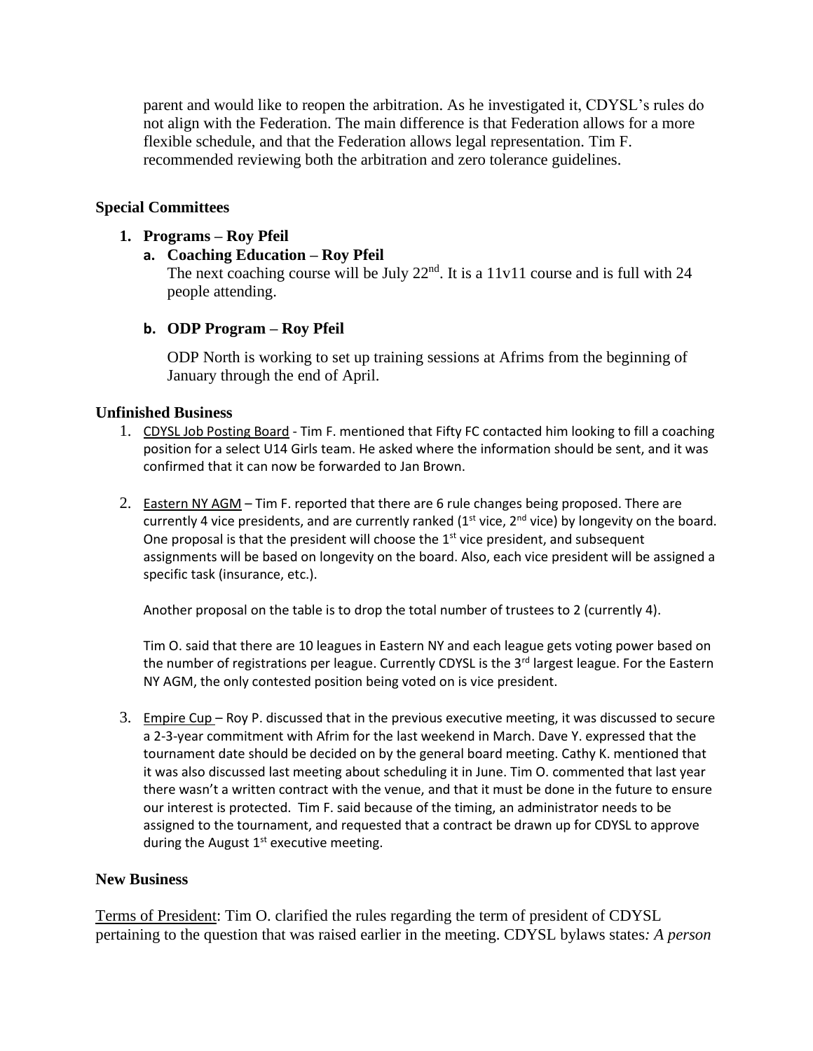parent and would like to reopen the arbitration. As he investigated it, CDYSL's rules do not align with the Federation. The main difference is that Federation allows for a more flexible schedule, and that the Federation allows legal representation. Tim F. recommended reviewing both the arbitration and zero tolerance guidelines.

**Special Committees**

1. **Programs – Roy Pfeil**
   a. **Coaching Education – Roy Pfeil**
      The next coaching course will be July 22nd. It is a 11v11 course and is full with 24 people attending.

   b. **ODP Program – Roy Pfeil**

      ODP North is working to set up training sessions at Afrims from the beginning of January through the end of April.

**Unfinished Business**

1. CDYSL Job Posting Board - Tim F. mentioned that Fifty FC contacted him looking to fill a coaching position for a select U14 Girls team. He asked where the information should be sent, and it was confirmed that it can now be forwarded to Jan Brown.

2. Eastern NY AGM – Tim F. reported that there are 6 rule changes being proposed. There are currently 4 vice presidents, and are currently ranked (1st vice, 2nd vice) by longevity on the board. One proposal is that the president will choose the 1st vice president, and subsequent assignments will be based on longevity on the board. Also, each vice president will be assigned a specific task (insurance, etc.).

   Another proposal on the table is to drop the total number of trustees to 2 (currently 4).

   Tim O. said that there are 10 leagues in Eastern NY and each league gets voting power based on the number of registrations per league. Currently CDYSL is the 3rd largest league. For the Eastern NY AGM, the only contested position being voted on is vice president.

3. Empire Cup – Roy P. discussed that in the previous executive meeting, it was discussed to secure a 2-3-year commitment with Afrim for the last weekend in March. Dave Y. expressed that the tournament date should be decided on by the general board meeting. Cathy K. mentioned that it was also discussed last meeting about scheduling it in June. Tim O. commented that last year there wasn't a written contract with the venue, and that it must be done in the future to ensure our interest is protected. Tim F. said because of the timing, an administrator needs to be assigned to the tournament, and requested that a contract be drawn up for CDYSL to approve during the August 1st executive meeting.

**New Business**

Terms of President: Tim O. clarified the rules regarding the term of president of CDYSL pertaining to the question that was raised earlier in the meeting. CDYSL bylaws states*: A person*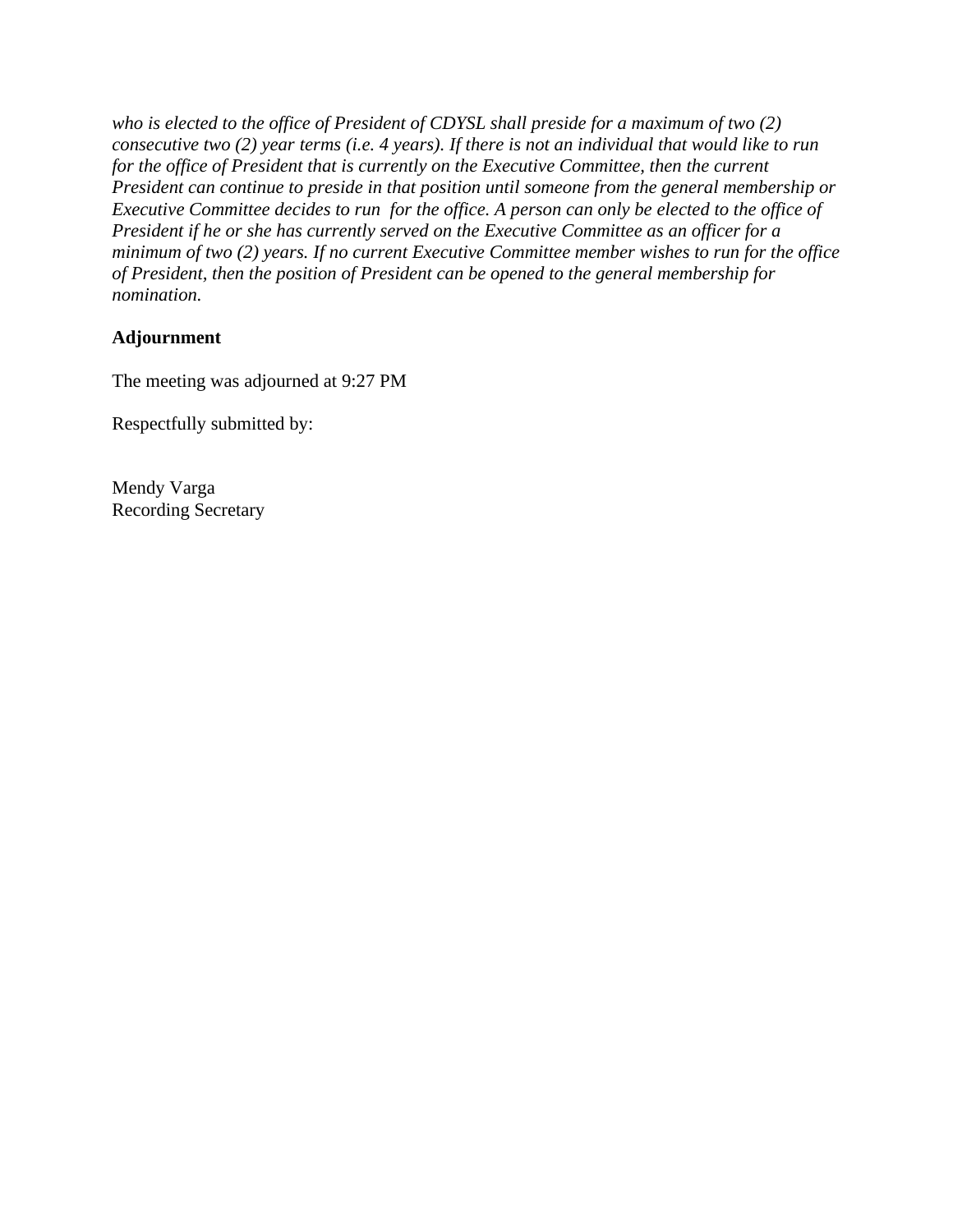*who is elected to the office of President of CDYSL shall preside for a maximum of two (2) consecutive two (2) year terms (i.e. 4 years). If there is not an individual that would like to run for the office of President that is currently on the Executive Committee, then the current President can continue to preside in that position until someone from the general membership or Executive Committee decides to run for the office. A person can only be elected to the office of President if he or she has currently served on the Executive Committee as an officer for a minimum of two (2) years. If no current Executive Committee member wishes to run for the office of President, then the position of President can be opened to the general membership for nomination.*

**Adjournment**

The meeting was adjourned at 9:27 PM

Respectfully submitted by:

Mendy Varga
Recording Secretary